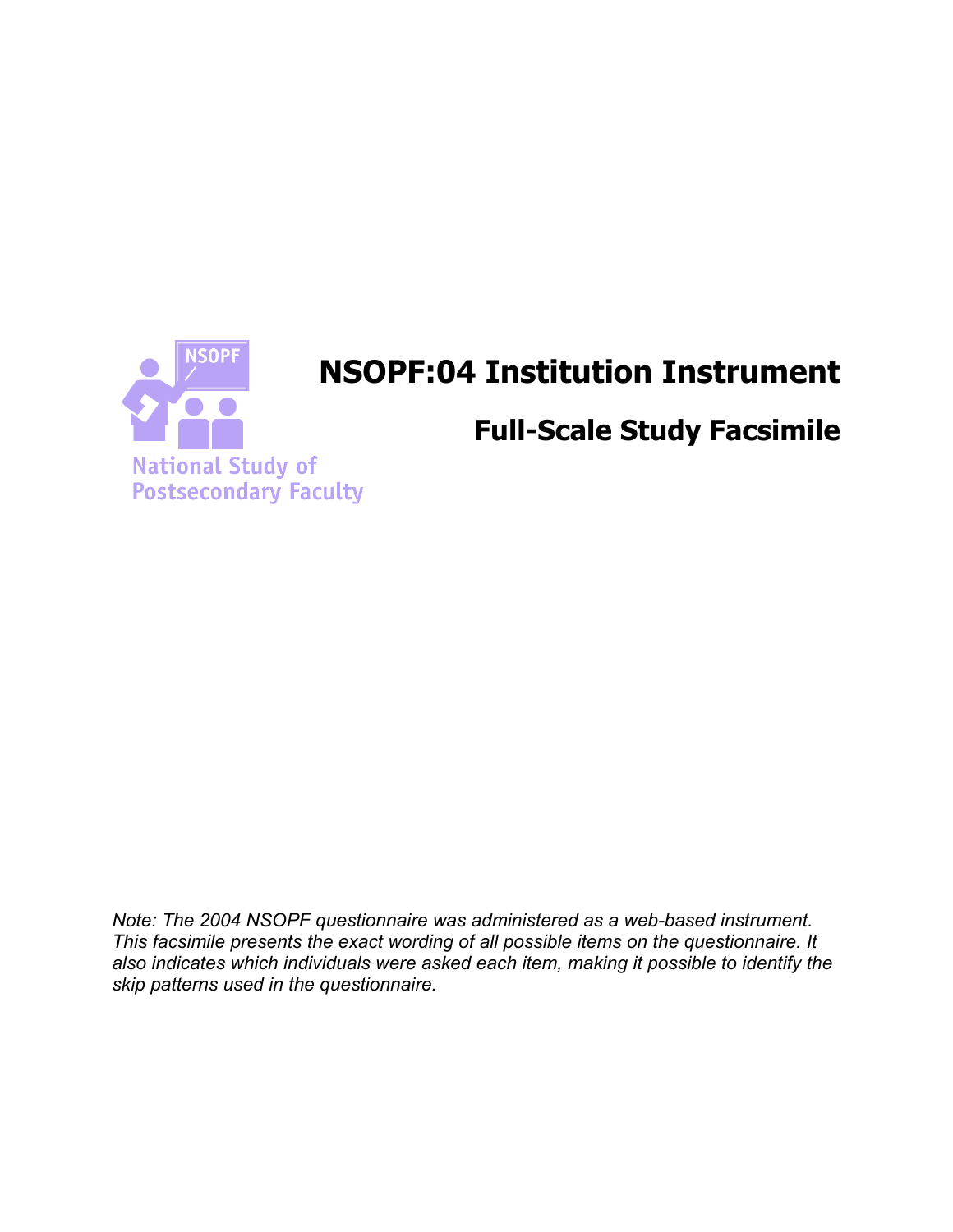National Study of Postsecondary Faculty

# NSOPF:04 Institution Instrument

## Full-Scale Study Facsimile

*Note: The 2004 NSOPF questionnaire was administered as a web-based instrument. This facsimile presents the exact wording of all possible items on the questionnaire. It also indicates which individuals were asked each item, making it possible to identify the skip patterns used in the questionnaire.*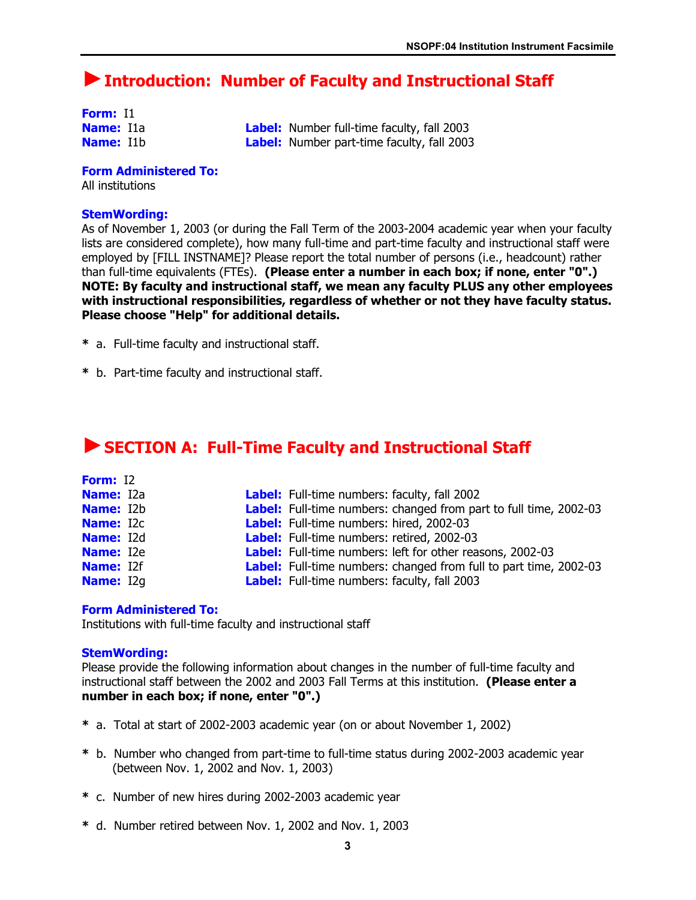## ►Introduction: Number of Faculty and Instructional Staff

**Form:** I1
**Name:** I1a **Label:** Number full-time faculty, fall 2003
**Name:** I1b **Label:** Number part-time faculty, fall 2003

**Form Administered To:**
All institutions

**StemWording:**
As of November 1, 2003 (or during the Fall Term of the 2003-2004 academic year when your faculty lists are considered complete), how many full-time and part-time faculty and instructional staff were employed by [FILL INSTNAME]? Please report the total number of persons (i.e., headcount) rather than full-time equivalents (FTEs). **(Please enter a number in each box; if none, enter "0".) NOTE: By faculty and instructional staff, we mean any faculty PLUS any other employees with instructional responsibilities, regardless of whether or not they have faculty status. Please choose "Help" for additional details.**

**\*** a. Full-time faculty and instructional staff.

**\*** b. Part-time faculty and instructional staff.

## ►SECTION A: Full-Time Faculty and Instructional Staff

**Form:** I2
**Name:** I2a **Label:** Full-time numbers: faculty, fall 2002
**Name:** I2b **Label:** Full-time numbers: changed from part to full time, 2002-03
**Name:** I2c **Label:** Full-time numbers: hired, 2002-03
**Name:** I2d **Label:** Full-time numbers: retired, 2002-03
**Name:** I2e **Label:** Full-time numbers: left for other reasons, 2002-03
**Name:** I2f **Label:** Full-time numbers: changed from full to part time, 2002-03
**Name:** I2g **Label:** Full-time numbers: faculty, fall 2003

**Form Administered To:**
Institutions with full-time faculty and instructional staff

**StemWording:**
Please provide the following information about changes in the number of full-time faculty and instructional staff between the 2002 and 2003 Fall Terms at this institution. **(Please enter a number in each box; if none, enter "0".)**

**\*** a. Total at start of 2002-2003 academic year (on or about November 1, 2002)

**\*** b. Number who changed from part-time to full-time status during 2002-2003 academic year (between Nov. 1, 2002 and Nov. 1, 2003)

**\*** c. Number of new hires during 2002-2003 academic year

**\*** d. Number retired between Nov. 1, 2002 and Nov. 1, 2003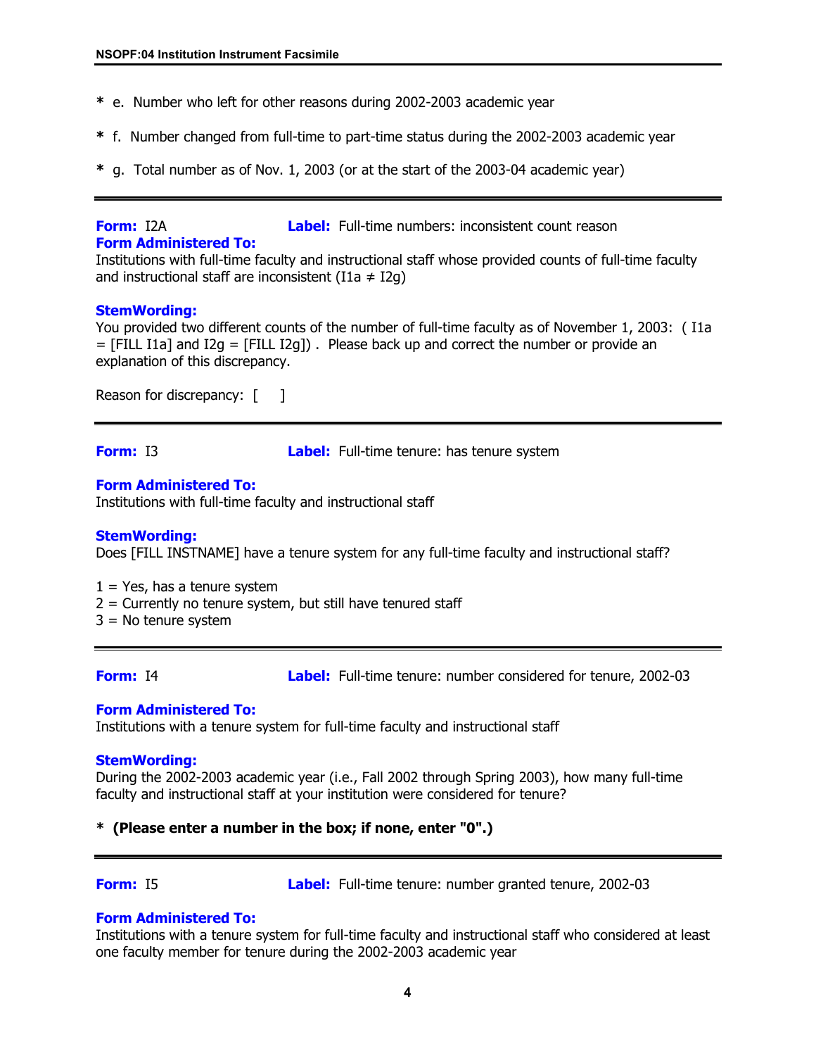**\*** e. Number who left for other reasons during 2002-2003 academic year

**\*** f. Number changed from full-time to part-time status during the 2002-2003 academic year

**\*** g. Total number as of Nov. 1, 2003 (or at the start of the 2003-04 academic year)

---

**Form:** I2A **Label:** Full-time numbers: inconsistent count reason

**Form Administered To:**
Institutions with full-time faculty and instructional staff whose provided counts of full-time faculty and instructional staff are inconsistent (I1a ≠ I2g)

**StemWording:**
You provided two different counts of the number of full-time faculty as of November 1, 2003: ( I1a = [FILL I1a] and I2g = [FILL I2g]) . Please back up and correct the number or provide an explanation of this discrepancy.

Reason for discrepancy: [ ]

---

**Form:** I3 **Label:** Full-time tenure: has tenure system

**Form Administered To:**
Institutions with full-time faculty and instructional staff

**StemWording:**
Does [FILL INSTNAME] have a tenure system for any full-time faculty and instructional staff?

1 = Yes, has a tenure system
2 = Currently no tenure system, but still have tenured staff
3 = No tenure system

---

**Form:** I4 **Label:** Full-time tenure: number considered for tenure, 2002-03

**Form Administered To:**
Institutions with a tenure system for full-time faculty and instructional staff

**StemWording:**
During the 2002-2003 academic year (i.e., Fall 2002 through Spring 2003), how many full-time faculty and instructional staff at your institution were considered for tenure?

**\* (Please enter a number in the box; if none, enter "0".)**

---

**Form:** I5 **Label:** Full-time tenure: number granted tenure, 2002-03

**Form Administered To:**
Institutions with a tenure system for full-time faculty and instructional staff who considered at least one faculty member for tenure during the 2002-2003 academic year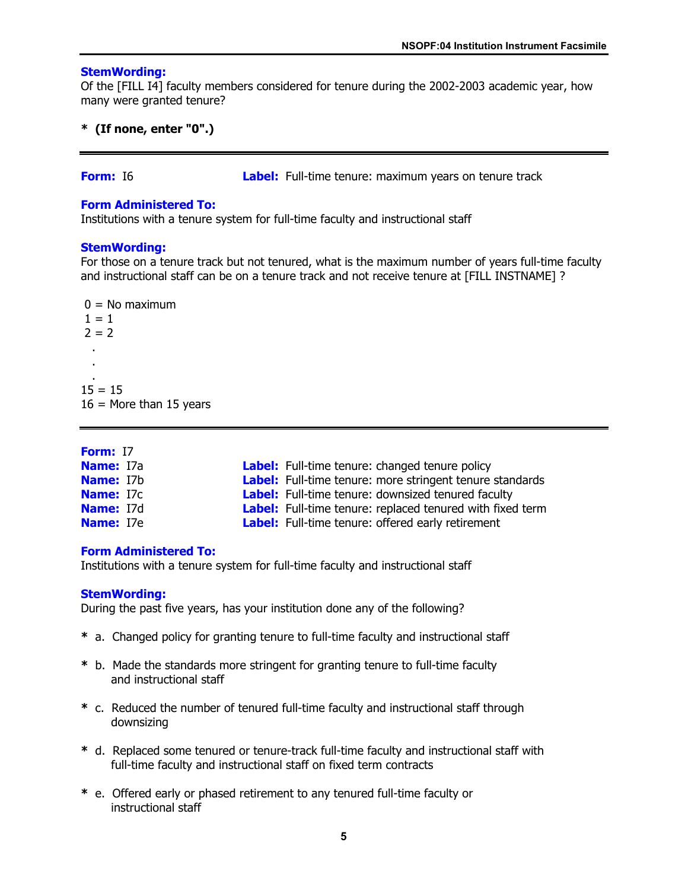**StemWording:**
Of the [FILL I4] faculty members considered for tenure during the 2002-2003 academic year, how many were granted tenure?

**\* (If none, enter "0".)**

---

**Form:** I6 **Label:** Full-time tenure: maximum years on tenure track

**Form Administered To:**
Institutions with a tenure system for full-time faculty and instructional staff

**StemWording:**
For those on a tenure track but not tenured, what is the maximum number of years full-time faculty and instructional staff can be on a tenure track and not receive tenure at [FILL INSTNAME] ?

0 = No maximum
1 = 1
2 = 2
.
.
.
15 = 15
16 = More than 15 years

---

**Form:** I7
**Name:** I7a **Label:** Full-time tenure: changed tenure policy
**Name:** I7b **Label:** Full-time tenure: more stringent tenure standards
**Name:** I7c **Label:** Full-time tenure: downsized tenured faculty
**Name:** I7d **Label:** Full-time tenure: replaced tenured with fixed term
**Name:** I7e **Label:** Full-time tenure: offered early retirement

**Form Administered To:**
Institutions with a tenure system for full-time faculty and instructional staff

**StemWording:**
During the past five years, has your institution done any of the following?

\* a. Changed policy for granting tenure to full-time faculty and instructional staff

\* b. Made the standards more stringent for granting tenure to full-time faculty and instructional staff

\* c. Reduced the number of tenured full-time faculty and instructional staff through downsizing

\* d. Replaced some tenured or tenure-track full-time faculty and instructional staff with full-time faculty and instructional staff on fixed term contracts

\* e. Offered early or phased retirement to any tenured full-time faculty or instructional staff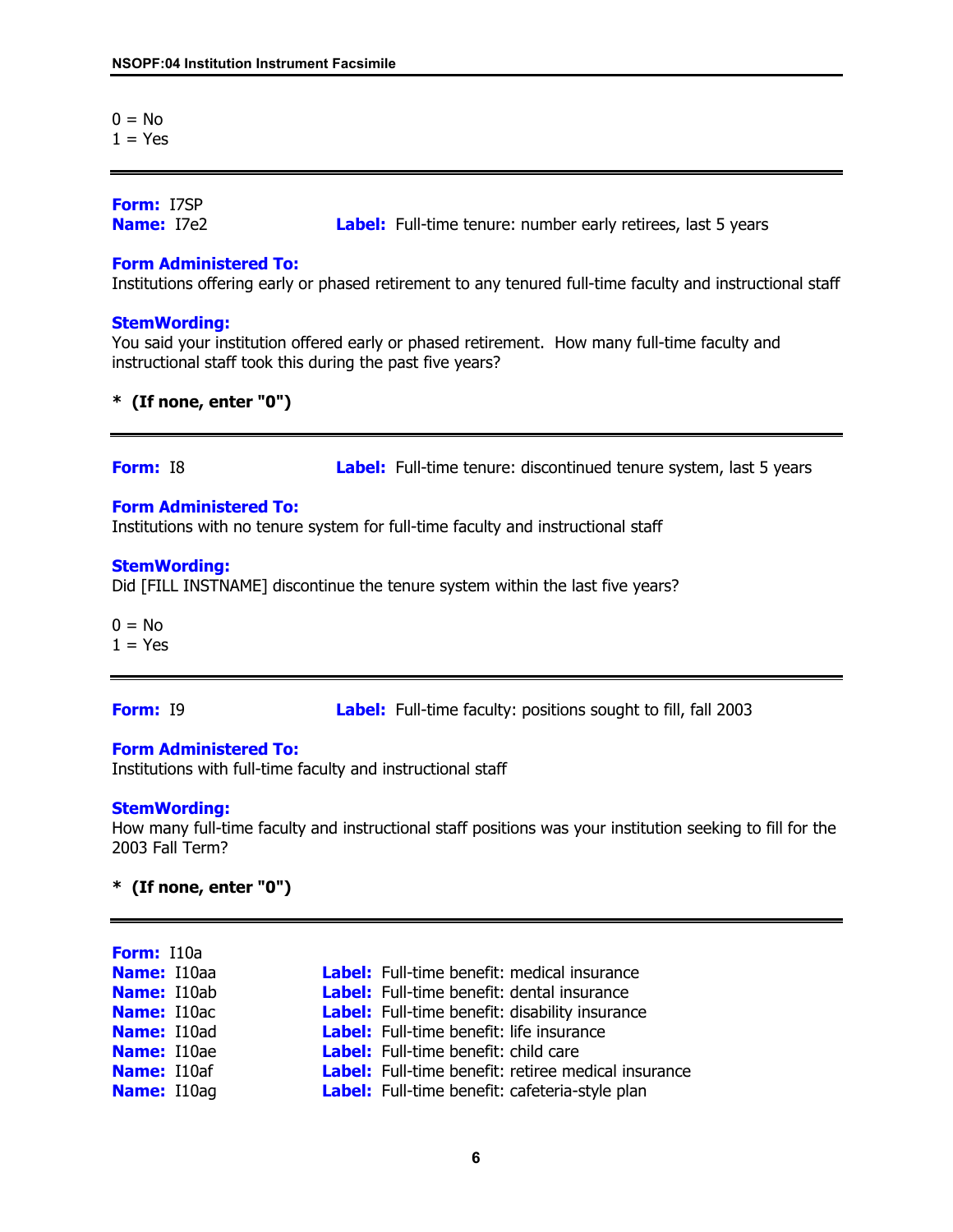0 = No
1 = Yes

---

**Form:** I7SP
**Name:** I7e2 **Label:** Full-time tenure: number early retirees, last 5 years

**Form Administered To:**
Institutions offering early or phased retirement to any tenured full-time faculty and instructional staff

**StemWording:**
You said your institution offered early or phased retirement. How many full-time faculty and instructional staff took this during the past five years?

**\* (If none, enter "0")**

---

**Form:** I8 **Label:** Full-time tenure: discontinued tenure system, last 5 years

**Form Administered To:**
Institutions with no tenure system for full-time faculty and instructional staff

**StemWording:**
Did [FILL INSTNAME] discontinue the tenure system within the last five years?

0 = No
1 = Yes

---

**Form:** I9 **Label:** Full-time faculty: positions sought to fill, fall 2003

**Form Administered To:**
Institutions with full-time faculty and instructional staff

**StemWording:**
How many full-time faculty and instructional staff positions was your institution seeking to fill for the 2003 Fall Term?

**\* (If none, enter "0")**

---

**Form:** I10a
**Name:** I10aa **Label:** Full-time benefit: medical insurance
**Name:** I10ab **Label:** Full-time benefit: dental insurance
**Name:** I10ac **Label:** Full-time benefit: disability insurance
**Name:** I10ad **Label:** Full-time benefit: life insurance
**Name:** I10ae **Label:** Full-time benefit: child care
**Name:** I10af **Label:** Full-time benefit: retiree medical insurance
**Name:** I10ag **Label:** Full-time benefit: cafeteria-style plan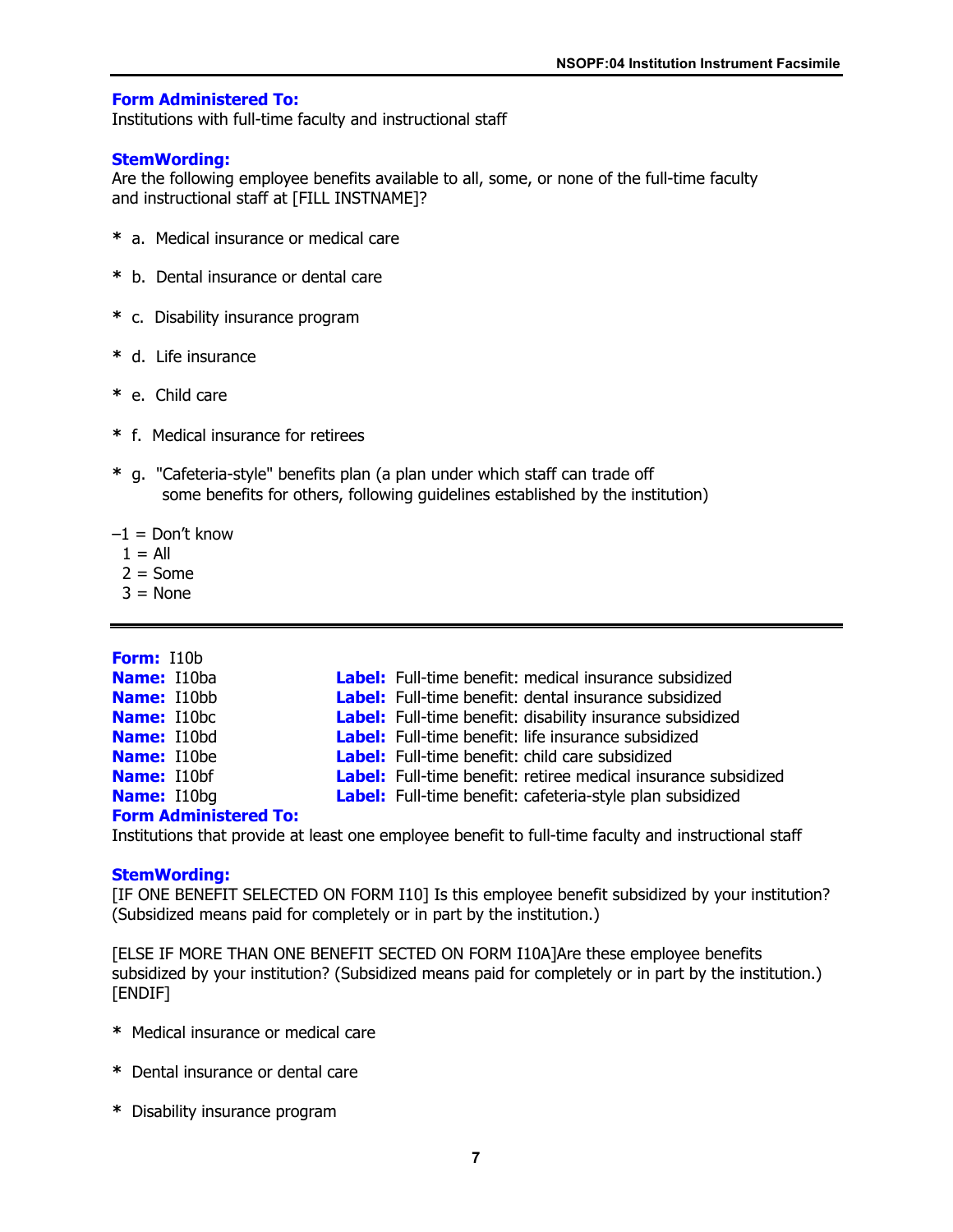**Form Administered To:**
Institutions with full-time faculty and instructional staff

**StemWording:**
Are the following employee benefits available to all, some, or none of the full-time faculty and instructional staff at [FILL INSTNAME]?

* a. Medical insurance or medical care

* b. Dental insurance or dental care

* c. Disability insurance program

* d. Life insurance

* e. Child care

* f. Medical insurance for retirees

* g. "Cafeteria-style" benefits plan (a plan under which staff can trade off some benefits for others, following guidelines established by the institution)

–1 = Don't know
1 = All
2 = Some
3 = None

---

**Form:** I10b

| | |
|---|---|
| **Name:** I10ba | **Label:** Full-time benefit: medical insurance subsidized |
| **Name:** I10bb | **Label:** Full-time benefit: dental insurance subsidized |
| **Name:** I10bc | **Label:** Full-time benefit: disability insurance subsidized |
| **Name:** I10bd | **Label:** Full-time benefit: life insurance subsidized |
| **Name:** I10be | **Label:** Full-time benefit: child care subsidized |
| **Name:** I10bf | **Label:** Full-time benefit: retiree medical insurance subsidized |
| **Name:** I10bg | **Label:** Full-time benefit: cafeteria-style plan subsidized |

**Form Administered To:**
Institutions that provide at least one employee benefit to full-time faculty and instructional staff

**StemWording:**
[IF ONE BENEFIT SELECTED ON FORM I10] Is this employee benefit subsidized by your institution? (Subsidized means paid for completely or in part by the institution.)

[ELSE IF MORE THAN ONE BENEFIT SECTED ON FORM I10A]Are these employee benefits subsidized by your institution? (Subsidized means paid for completely or in part by the institution.) [ENDIF]

* Medical insurance or medical care

* Dental insurance or dental care

* Disability insurance program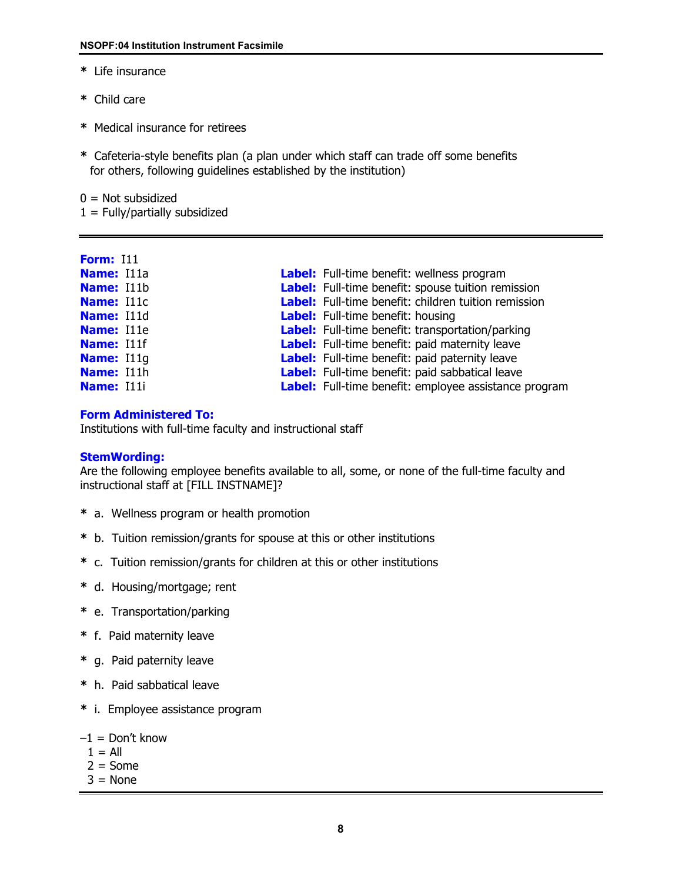* Life insurance

* Child care

* Medical insurance for retirees

* Cafeteria-style benefits plan (a plan under which staff can trade off some benefits for others, following guidelines established by the institution)

0 = Not subsidized
1 = Fully/partially subsidized

---

**Form:** I11

| | |
|---|---|
| **Name:** I11a | **Label:** Full-time benefit: wellness program |
| **Name:** I11b | **Label:** Full-time benefit: spouse tuition remission |
| **Name:** I11c | **Label:** Full-time benefit: children tuition remission |
| **Name:** I11d | **Label:** Full-time benefit: housing |
| **Name:** I11e | **Label:** Full-time benefit: transportation/parking |
| **Name:** I11f | **Label:** Full-time benefit: paid maternity leave |
| **Name:** I11g | **Label:** Full-time benefit: paid paternity leave |
| **Name:** I11h | **Label:** Full-time benefit: paid sabbatical leave |
| **Name:** I11i | **Label:** Full-time benefit: employee assistance program |

**Form Administered To:**
Institutions with full-time faculty and instructional staff

**StemWording:**
Are the following employee benefits available to all, some, or none of the full-time faculty and instructional staff at [FILL INSTNAME]?

* a. Wellness program or health promotion

* b. Tuition remission/grants for spouse at this or other institutions

* c. Tuition remission/grants for children at this or other institutions

* d. Housing/mortgage; rent

* e. Transportation/parking

* f. Paid maternity leave

* g. Paid paternity leave

* h. Paid sabbatical leave

* i. Employee assistance program

–1 = Don't know
1 = All
2 = Some
3 = None

---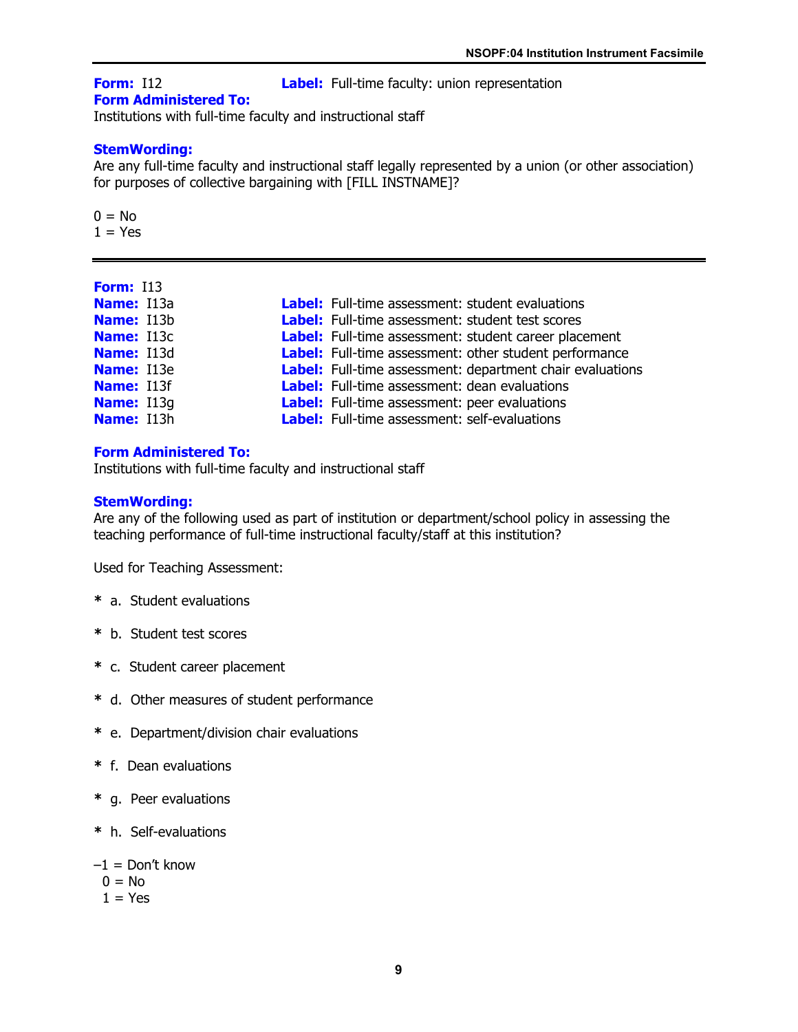**Form:** I12 **Label:** Full-time faculty: union representation

**Form Administered To:**
Institutions with full-time faculty and instructional staff

**StemWording:**
Are any full-time faculty and instructional staff legally represented by a union (or other association) for purposes of collective bargaining with [FILL INSTNAME]?

0 = No
1 = Yes

---

**Form:** I13

**Name:** I13a **Label:** Full-time assessment: student evaluations
**Name:** I13b **Label:** Full-time assessment: student test scores
**Name:** I13c **Label:** Full-time assessment: student career placement
**Name:** I13d **Label:** Full-time assessment: other student performance
**Name:** I13e **Label:** Full-time assessment: department chair evaluations
**Name:** I13f **Label:** Full-time assessment: dean evaluations
**Name:** I13g **Label:** Full-time assessment: peer evaluations
**Name:** I13h **Label:** Full-time assessment: self-evaluations

**Form Administered To:**
Institutions with full-time faculty and instructional staff

**StemWording:**
Are any of the following used as part of institution or department/school policy in assessing the teaching performance of full-time instructional faculty/staff at this institution?

Used for Teaching Assessment:

* a. Student evaluations
* b. Student test scores
* c. Student career placement
* d. Other measures of student performance
* e. Department/division chair evaluations
* f. Dean evaluations
* g. Peer evaluations
* h. Self-evaluations

–1 = Don't know
0 = No
1 = Yes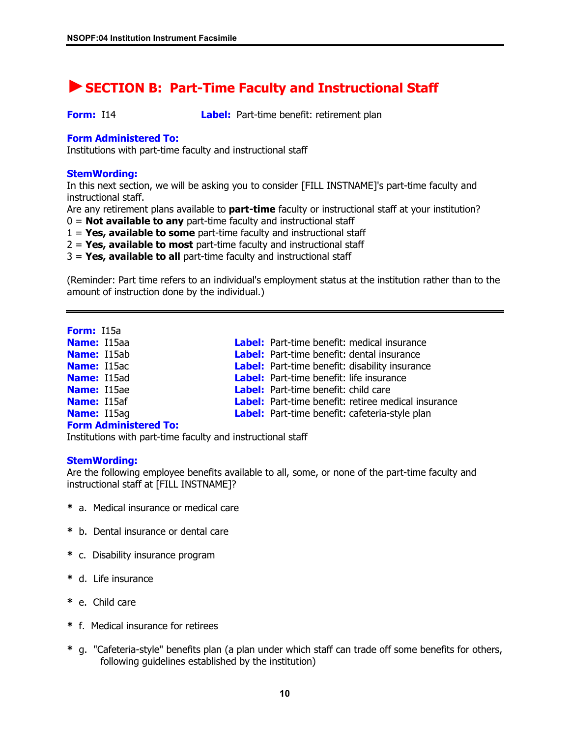## ► SECTION B: Part-Time Faculty and Instructional Staff

**Form:** I14 **Label:** Part-time benefit: retirement plan

**Form Administered To:**
Institutions with part-time faculty and instructional staff

**StemWording:**
In this next section, we will be asking you to consider [FILL INSTNAME]'s part-time faculty and instructional staff.
Are any retirement plans available to **part-time** faculty or instructional staff at your institution?
0 = **Not available to any** part-time faculty and instructional staff
1 = **Yes, available to some** part-time faculty and instructional staff
2 = **Yes, available to most** part-time faculty and instructional staff
3 = **Yes, available to all** part-time faculty and instructional staff

(Reminder: Part time refers to an individual's employment status at the institution rather than to the amount of instruction done by the individual.)

---

**Form:** I15a
**Name:** I15aa **Label:** Part-time benefit: medical insurance
**Name:** I15ab **Label:** Part-time benefit: dental insurance
**Name:** I15ac **Label:** Part-time benefit: disability insurance
**Name:** I15ad **Label:** Part-time benefit: life insurance
**Name:** I15ae **Label:** Part-time benefit: child care
**Name:** I15af **Label:** Part-time benefit: retiree medical insurance
**Name:** I15ag **Label:** Part-time benefit: cafeteria-style plan
**Form Administered To:**
Institutions with part-time faculty and instructional staff

**StemWording:**
Are the following employee benefits available to all, some, or none of the part-time faculty and instructional staff at [FILL INSTNAME]?

* a. Medical insurance or medical care
* b. Dental insurance or dental care
* c. Disability insurance program
* d. Life insurance
* e. Child care
* f. Medical insurance for retirees
* g. "Cafeteria-style" benefits plan (a plan under which staff can trade off some benefits for others, following guidelines established by the institution)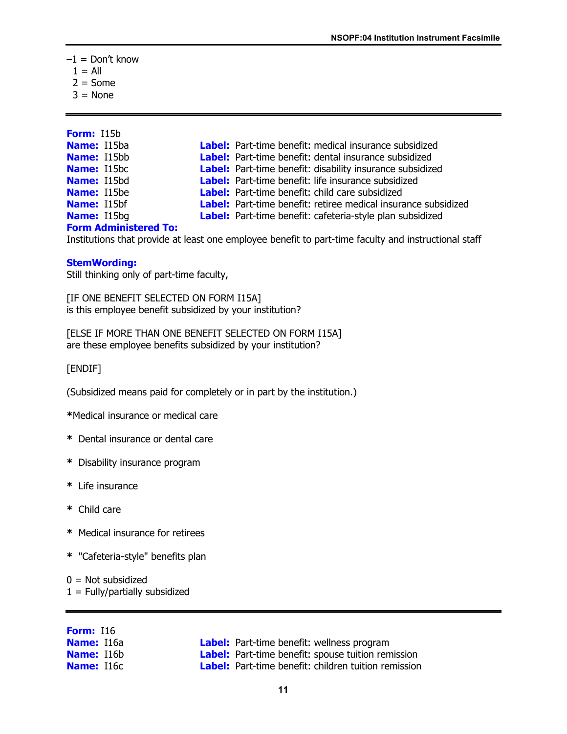–1 = Don't know
1 = All
2 = Some
3 = None

---

**Form:** I15b

**Name:** I15ba **Label:** Part-time benefit: medical insurance subsidized
**Name:** I15bb **Label:** Part-time benefit: dental insurance subsidized
**Name:** I15bc **Label:** Part-time benefit: disability insurance subsidized
**Name:** I15bd **Label:** Part-time benefit: life insurance subsidized
**Name:** I15be **Label:** Part-time benefit: child care subsidized
**Name:** I15bf **Label:** Part-time benefit: retiree medical insurance subsidized
**Name:** I15bg **Label:** Part-time benefit: cafeteria-style plan subsidized

**Form Administered To:**
Institutions that provide at least one employee benefit to part-time faculty and instructional staff

**StemWording:**
Still thinking only of part-time faculty,

[IF ONE BENEFIT SELECTED ON FORM I15A]
is this employee benefit subsidized by your institution?

[ELSE IF MORE THAN ONE BENEFIT SELECTED ON FORM I15A]
are these employee benefits subsidized by your institution?

[ENDIF]

(Subsidized means paid for completely or in part by the institution.)

*Medical insurance or medical care

* Dental insurance or dental care

* Disability insurance program

* Life insurance

* Child care

* Medical insurance for retirees

* "Cafeteria-style" benefits plan

0 = Not subsidized
1 = Fully/partially subsidized

---

**Form:** I16

**Name:** I16a **Label:** Part-time benefit: wellness program
**Name:** I16b **Label:** Part-time benefit: spouse tuition remission
**Name:** I16c **Label:** Part-time benefit: children tuition remission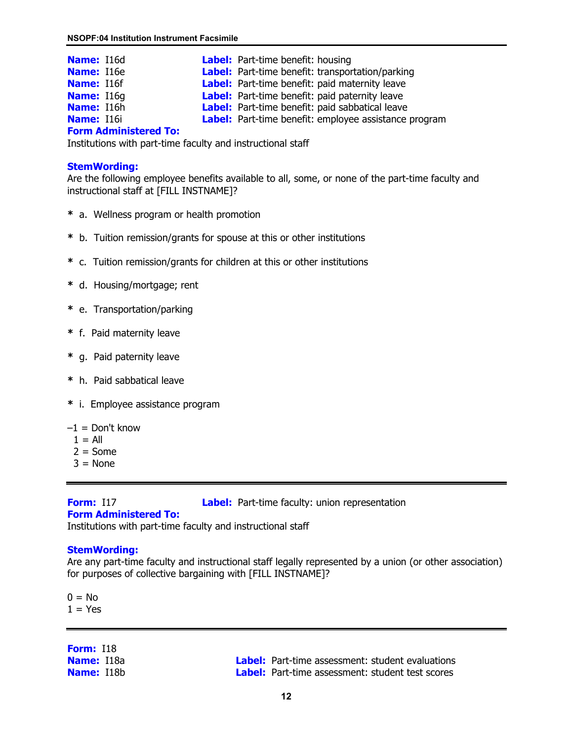**Name:** I16d **Label:** Part-time benefit: housing
**Name:** I16e **Label:** Part-time benefit: transportation/parking
**Name:** I16f **Label:** Part-time benefit: paid maternity leave
**Name:** I16g **Label:** Part-time benefit: paid paternity leave
**Name:** I16h **Label:** Part-time benefit: paid sabbatical leave
**Name:** I16i **Label:** Part-time benefit: employee assistance program

**Form Administered To:**
Institutions with part-time faculty and instructional staff

**StemWording:**
Are the following employee benefits available to all, some, or none of the part-time faculty and instructional staff at [FILL INSTNAME]?

* a. Wellness program or health promotion
* b. Tuition remission/grants for spouse at this or other institutions
* c. Tuition remission/grants for children at this or other institutions
* d. Housing/mortgage; rent
* e. Transportation/parking
* f. Paid maternity leave
* g. Paid paternity leave
* h. Paid sabbatical leave
* i. Employee assistance program

–1 = Don't know
1 = All
2 = Some
3 = None

---

**Form:** I17 **Label:** Part-time faculty: union representation

**Form Administered To:**
Institutions with part-time faculty and instructional staff

**StemWording:**
Are any part-time faculty and instructional staff legally represented by a union (or other association) for purposes of collective bargaining with [FILL INSTNAME]?

0 = No
1 = Yes

---

**Form:** I18
**Name:** I18a **Label:** Part-time assessment: student evaluations
**Name:** I18b **Label:** Part-time assessment: student test scores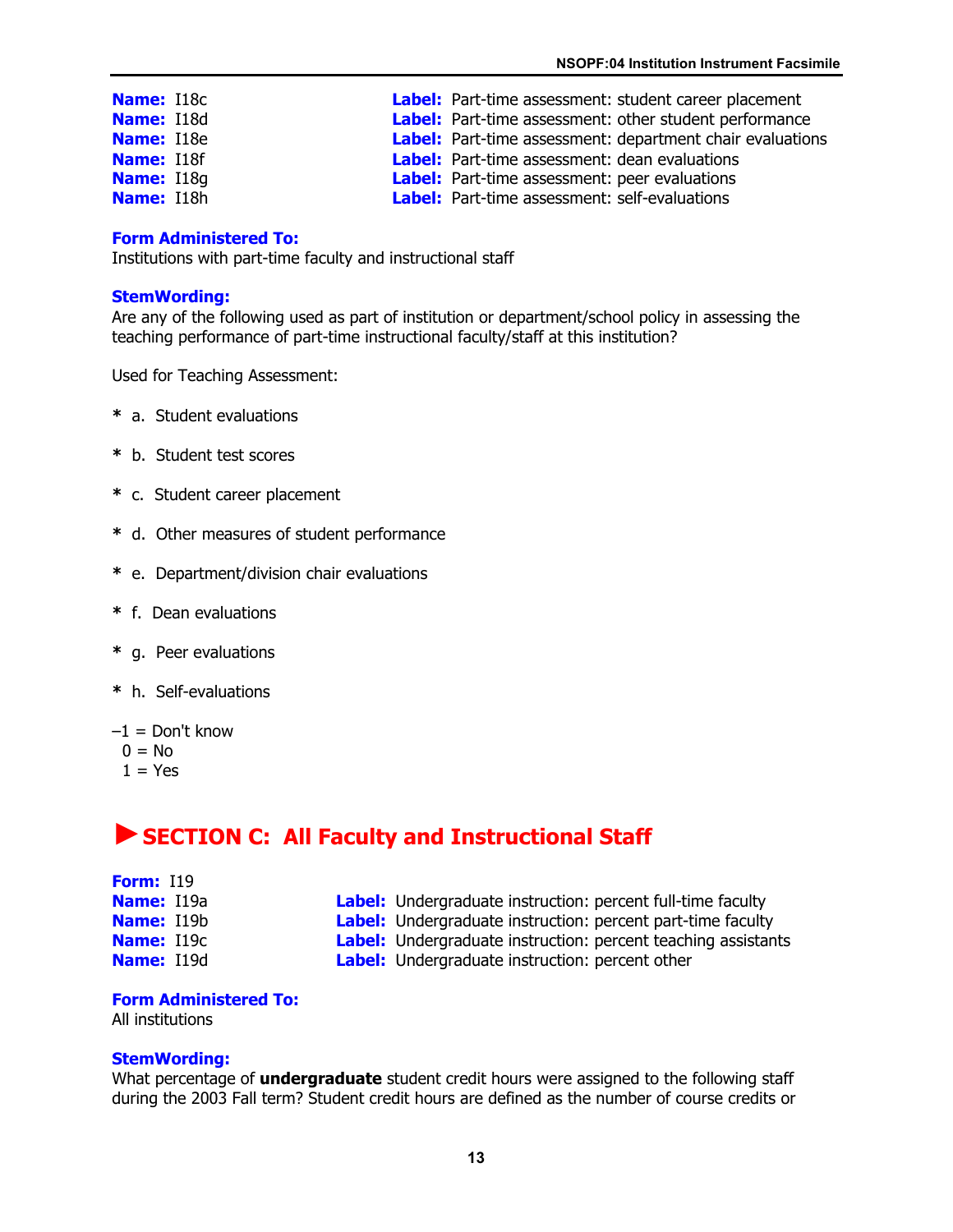**Name:** I18c **Label:** Part-time assessment: student career placement
**Name:** I18d **Label:** Part-time assessment: other student performance
**Name:** I18e **Label:** Part-time assessment: department chair evaluations
**Name:** I18f **Label:** Part-time assessment: dean evaluations
**Name:** I18g **Label:** Part-time assessment: peer evaluations
**Name:** I18h **Label:** Part-time assessment: self-evaluations

**Form Administered To:**
Institutions with part-time faculty and instructional staff

**StemWording:**
Are any of the following used as part of institution or department/school policy in assessing the teaching performance of part-time instructional faculty/staff at this institution?

Used for Teaching Assessment:

* a. Student evaluations
* b. Student test scores
* c. Student career placement
* d. Other measures of student performance
* e. Department/division chair evaluations
* f. Dean evaluations
* g. Peer evaluations
* h. Self-evaluations

–1 = Don't know
0 = No
1 = Yes

## ►SECTION C: All Faculty and Instructional Staff

**Form:** I19
**Name:** I19a **Label:** Undergraduate instruction: percent full-time faculty
**Name:** I19b **Label:** Undergraduate instruction: percent part-time faculty
**Name:** I19c **Label:** Undergraduate instruction: percent teaching assistants
**Name:** I19d **Label:** Undergraduate instruction: percent other

**Form Administered To:**
All institutions

**StemWording:**
What percentage of **undergraduate** student credit hours were assigned to the following staff during the 2003 Fall term? Student credit hours are defined as the number of course credits or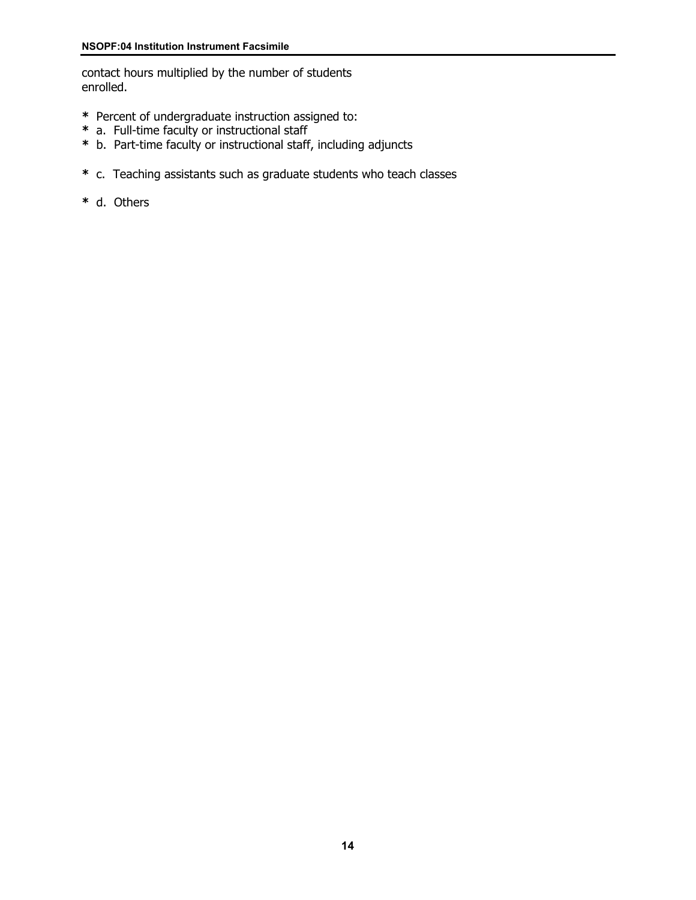contact hours multiplied by the number of students enrolled.

* Percent of undergraduate instruction assigned to:
* a. Full-time faculty or instructional staff
* b. Part-time faculty or instructional staff, including adjuncts

* c. Teaching assistants such as graduate students who teach classes

* d. Others